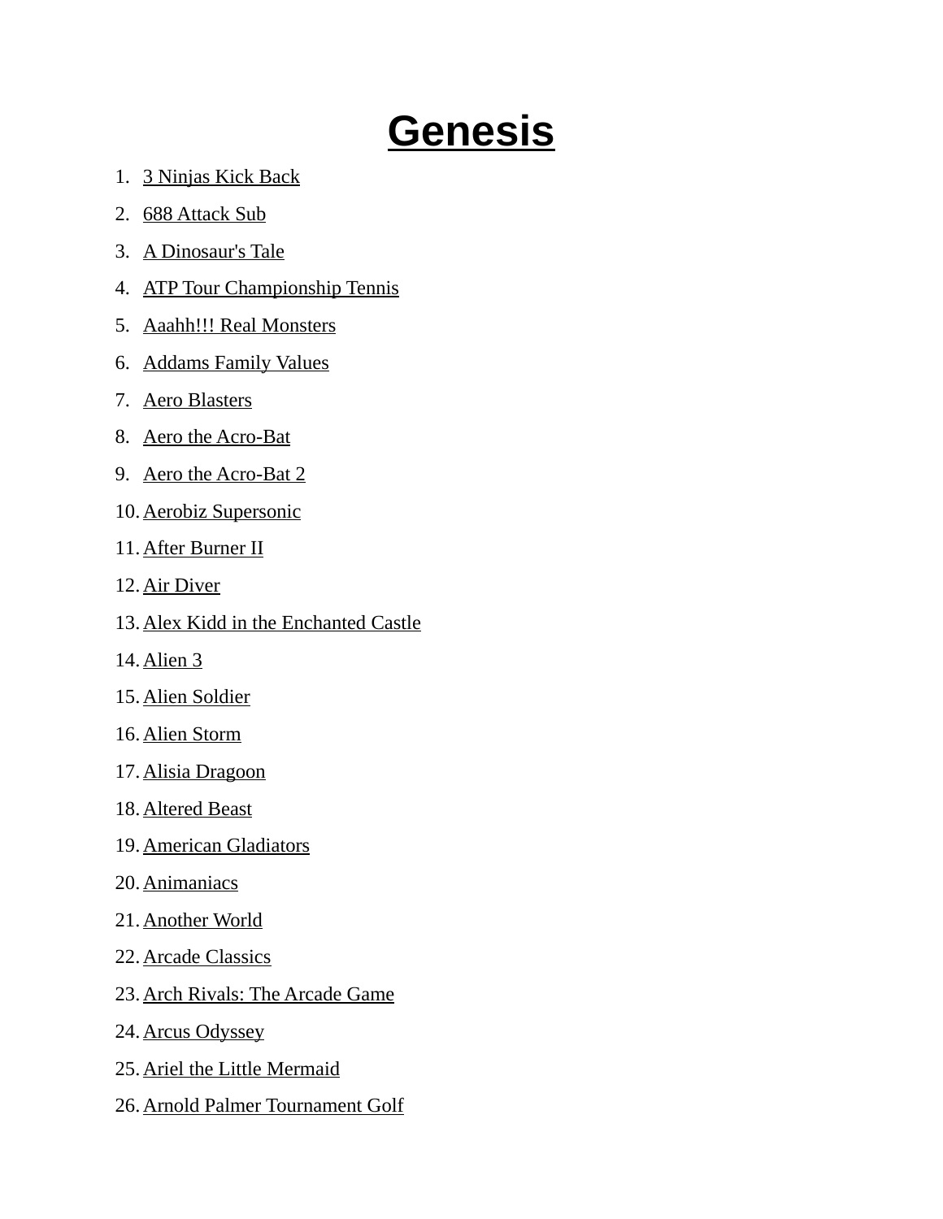# Genesis

1. 3 Ninjas Kick Back
2. 688 Attack Sub
3. A Dinosaur's Tale
4. ATP Tour Championship Tennis
5. Aaahh!!! Real Monsters
6. Addams Family Values
7. Aero Blasters
8. Aero the Acro-Bat
9. Aero the Acro-Bat 2
10. Aerobiz Supersonic
11. After Burner II
12. Air Diver
13. Alex Kidd in the Enchanted Castle
14. Alien 3
15. Alien Soldier
16. Alien Storm
17. Alisia Dragoon
18. Altered Beast
19. American Gladiators
20. Animaniacs
21. Another World
22. Arcade Classics
23. Arch Rivals: The Arcade Game
24. Arcus Odyssey
25. Ariel the Little Mermaid
26. Arnold Palmer Tournament Golf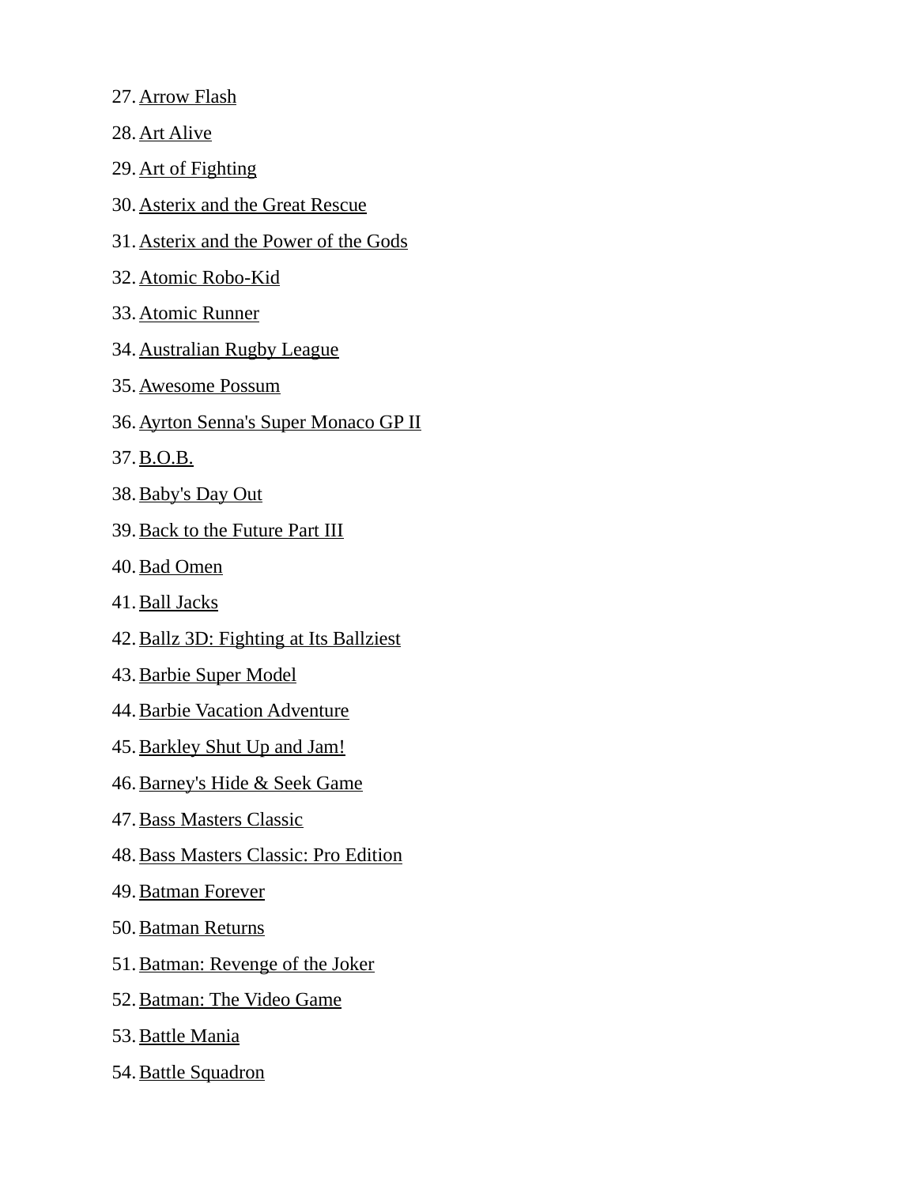27. Arrow Flash
28. Art Alive
29. Art of Fighting
30. Asterix and the Great Rescue
31. Asterix and the Power of the Gods
32. Atomic Robo-Kid
33. Atomic Runner
34. Australian Rugby League
35. Awesome Possum
36. Ayrton Senna's Super Monaco GP II
37. B.O.B.
38. Baby's Day Out
39. Back to the Future Part III
40. Bad Omen
41. Ball Jacks
42. Ballz 3D: Fighting at Its Ballziest
43. Barbie Super Model
44. Barbie Vacation Adventure
45. Barkley Shut Up and Jam!
46. Barney's Hide & Seek Game
47. Bass Masters Classic
48. Bass Masters Classic: Pro Edition
49. Batman Forever
50. Batman Returns
51. Batman: Revenge of the Joker
52. Batman: The Video Game
53. Battle Mania
54. Battle Squadron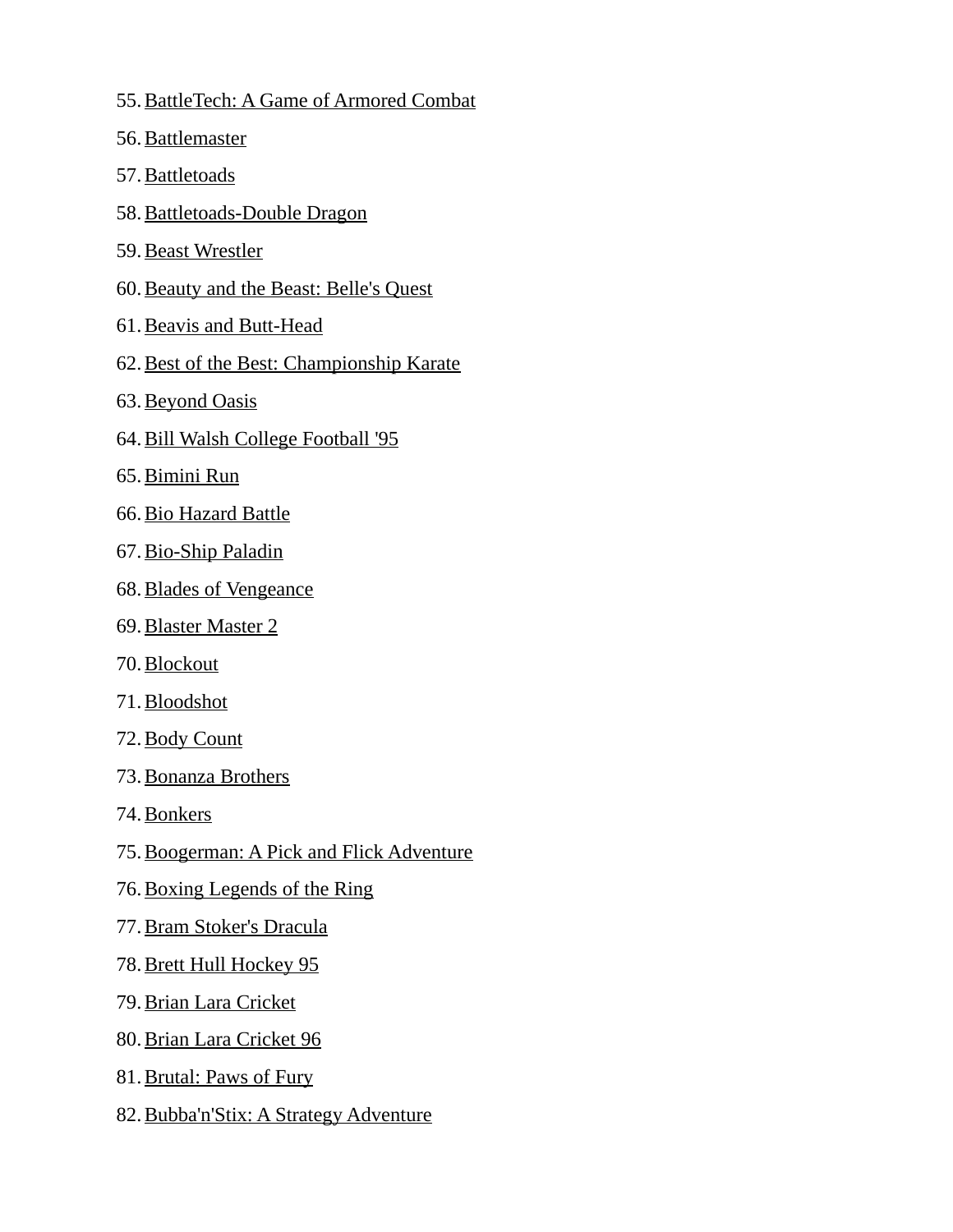55. BattleTech: A Game of Armored Combat
56. Battlemaster
57. Battletoads
58. Battletoads-Double Dragon
59. Beast Wrestler
60. Beauty and the Beast: Belle's Quest
61. Beavis and Butt-Head
62. Best of the Best: Championship Karate
63. Beyond Oasis
64. Bill Walsh College Football '95
65. Bimini Run
66. Bio Hazard Battle
67. Bio-Ship Paladin
68. Blades of Vengeance
69. Blaster Master 2
70. Blockout
71. Bloodshot
72. Body Count
73. Bonanza Brothers
74. Bonkers
75. Boogerman: A Pick and Flick Adventure
76. Boxing Legends of the Ring
77. Bram Stoker's Dracula
78. Brett Hull Hockey 95
79. Brian Lara Cricket
80. Brian Lara Cricket 96
81. Brutal: Paws of Fury
82. Bubba'n'Stix: A Strategy Adventure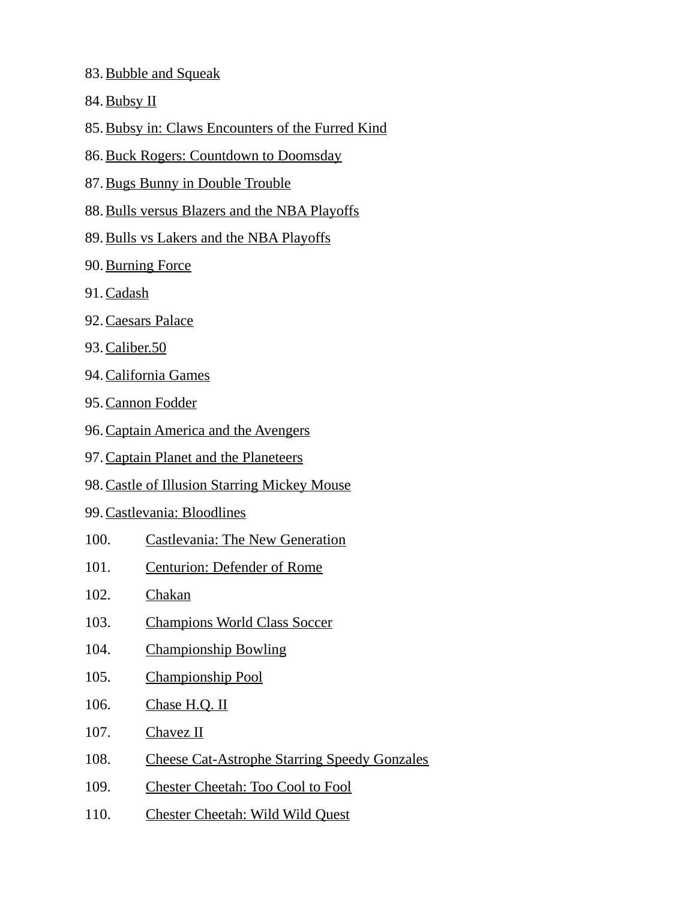83. Bubble and Squeak
84. Bubsy II
85. Bubsy in: Claws Encounters of the Furred Kind
86. Buck Rogers: Countdown to Doomsday
87. Bugs Bunny in Double Trouble
88. Bulls versus Blazers and the NBA Playoffs
89. Bulls vs Lakers and the NBA Playoffs
90. Burning Force
91. Cadash
92. Caesars Palace
93. Caliber.50
94. California Games
95. Cannon Fodder
96. Captain America and the Avengers
97. Captain Planet and the Planeteers
98. Castle of Illusion Starring Mickey Mouse
99. Castlevania: Bloodlines
100. Castlevania: The New Generation
101. Centurion: Defender of Rome
102. Chakan
103. Champions World Class Soccer
104. Championship Bowling
105. Championship Pool
106. Chase H.Q. II
107. Chavez II
108. Cheese Cat-Astrophe Starring Speedy Gonzales
109. Chester Cheetah: Too Cool to Fool
110. Chester Cheetah: Wild Wild Quest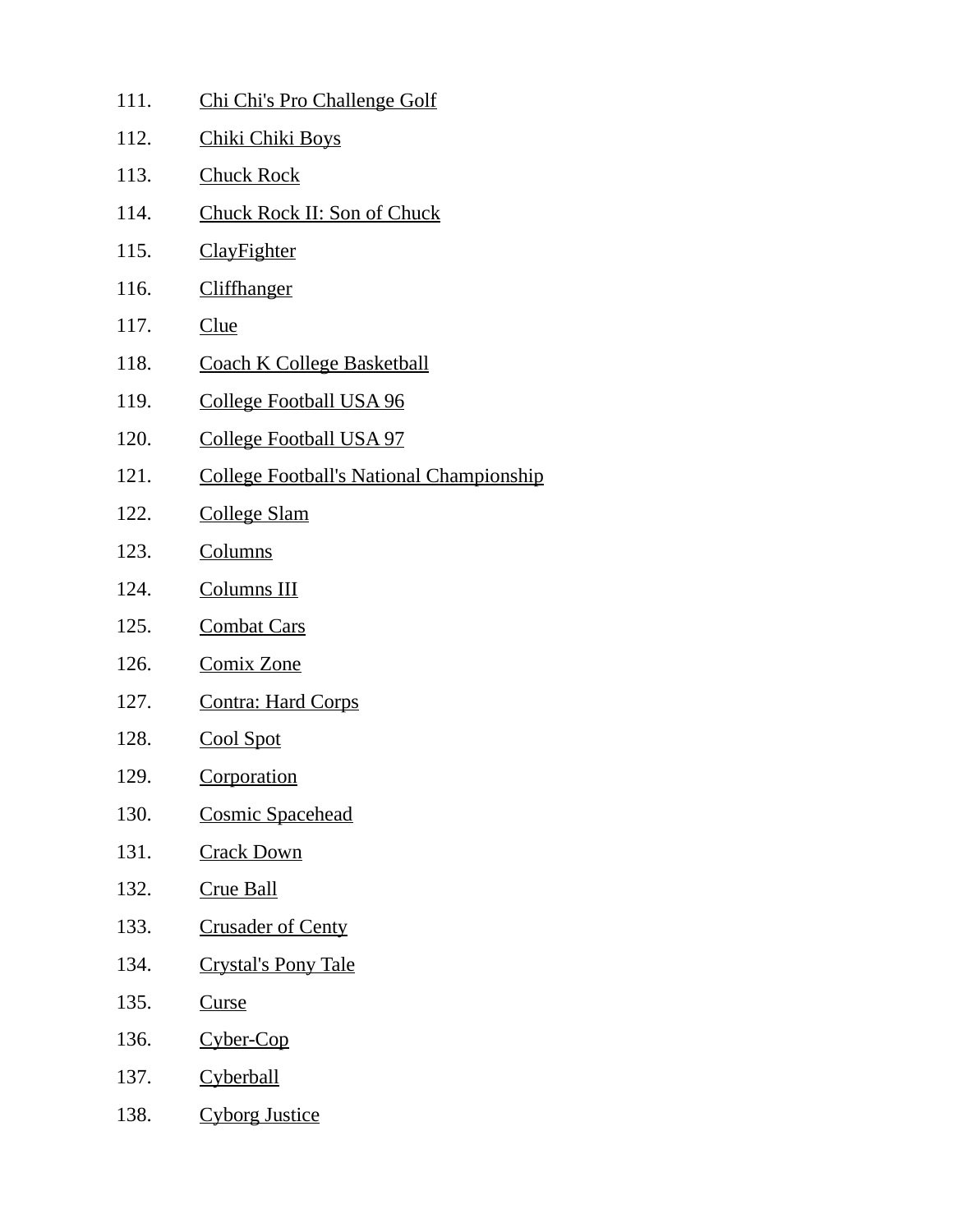111. Chi Chi's Pro Challenge Golf
112. Chiki Chiki Boys
113. Chuck Rock
114. Chuck Rock II: Son of Chuck
115. ClayFighter
116. Cliffhanger
117. Clue
118. Coach K College Basketball
119. College Football USA 96
120. College Football USA 97
121. College Football's National Championship
122. College Slam
123. Columns
124. Columns III
125. Combat Cars
126. Comix Zone
127. Contra: Hard Corps
128. Cool Spot
129. Corporation
130. Cosmic Spacehead
131. Crack Down
132. Crue Ball
133. Crusader of Centy
134. Crystal's Pony Tale
135. Curse
136. Cyber-Cop
137. Cyberball
138. Cyborg Justice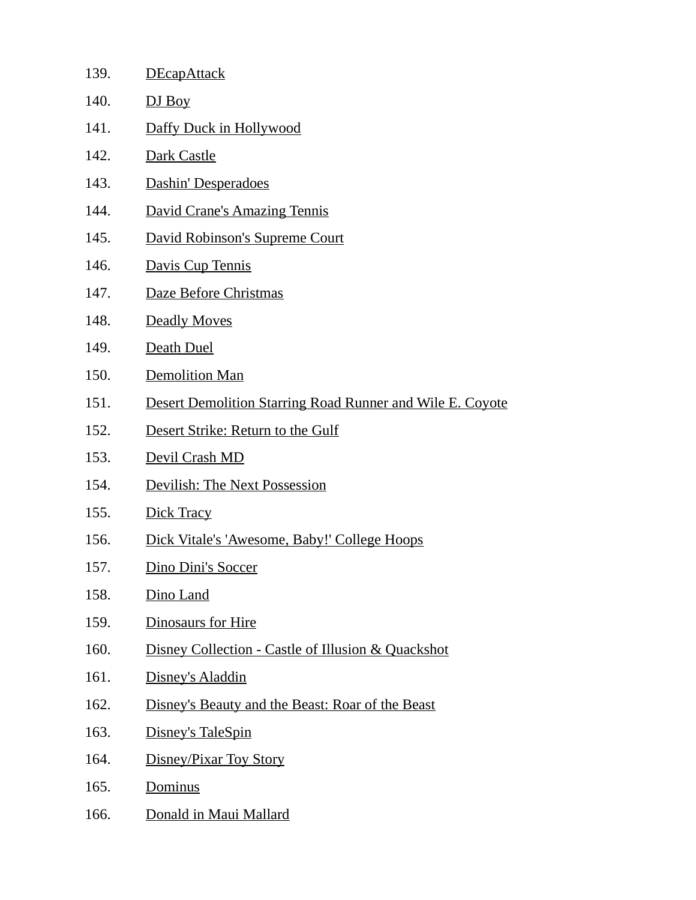139. DEcapAttack
140. DJ Boy
141. Daffy Duck in Hollywood
142. Dark Castle
143. Dashin' Desperadoes
144. David Crane's Amazing Tennis
145. David Robinson's Supreme Court
146. Davis Cup Tennis
147. Daze Before Christmas
148. Deadly Moves
149. Death Duel
150. Demolition Man
151. Desert Demolition Starring Road Runner and Wile E. Coyote
152. Desert Strike: Return to the Gulf
153. Devil Crash MD
154. Devilish: The Next Possession
155. Dick Tracy
156. Dick Vitale's 'Awesome, Baby!' College Hoops
157. Dino Dini's Soccer
158. Dino Land
159. Dinosaurs for Hire
160. Disney Collection - Castle of Illusion & Quackshot
161. Disney's Aladdin
162. Disney's Beauty and the Beast: Roar of the Beast
163. Disney's TaleSpin
164. Disney/Pixar Toy Story
165. Dominus
166. Donald in Maui Mallard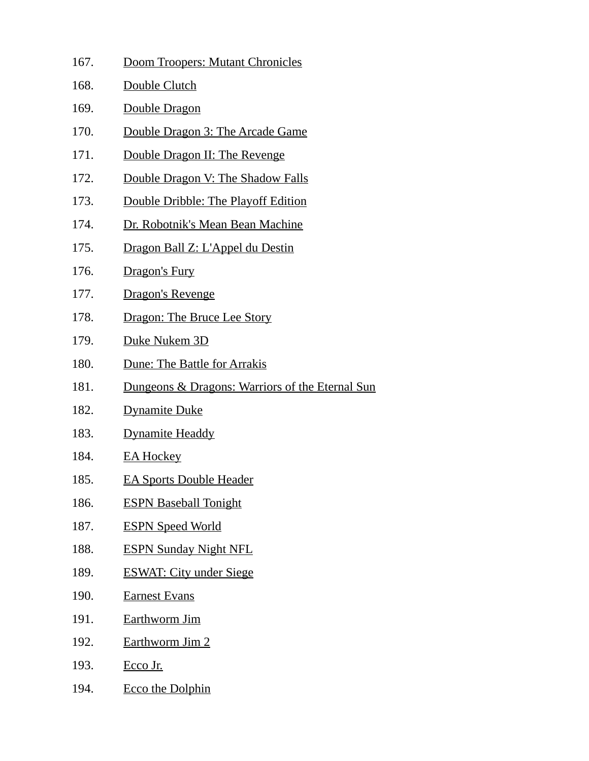167. Doom Troopers: Mutant Chronicles
168. Double Clutch
169. Double Dragon
170. Double Dragon 3: The Arcade Game
171. Double Dragon II: The Revenge
172. Double Dragon V: The Shadow Falls
173. Double Dribble: The Playoff Edition
174. Dr. Robotnik's Mean Bean Machine
175. Dragon Ball Z: L'Appel du Destin
176. Dragon's Fury
177. Dragon's Revenge
178. Dragon: The Bruce Lee Story
179. Duke Nukem 3D
180. Dune: The Battle for Arrakis
181. Dungeons & Dragons: Warriors of the Eternal Sun
182. Dynamite Duke
183. Dynamite Headdy
184. EA Hockey
185. EA Sports Double Header
186. ESPN Baseball Tonight
187. ESPN Speed World
188. ESPN Sunday Night NFL
189. ESWAT: City under Siege
190. Earnest Evans
191. Earthworm Jim
192. Earthworm Jim 2
193. Ecco Jr.
194. Ecco the Dolphin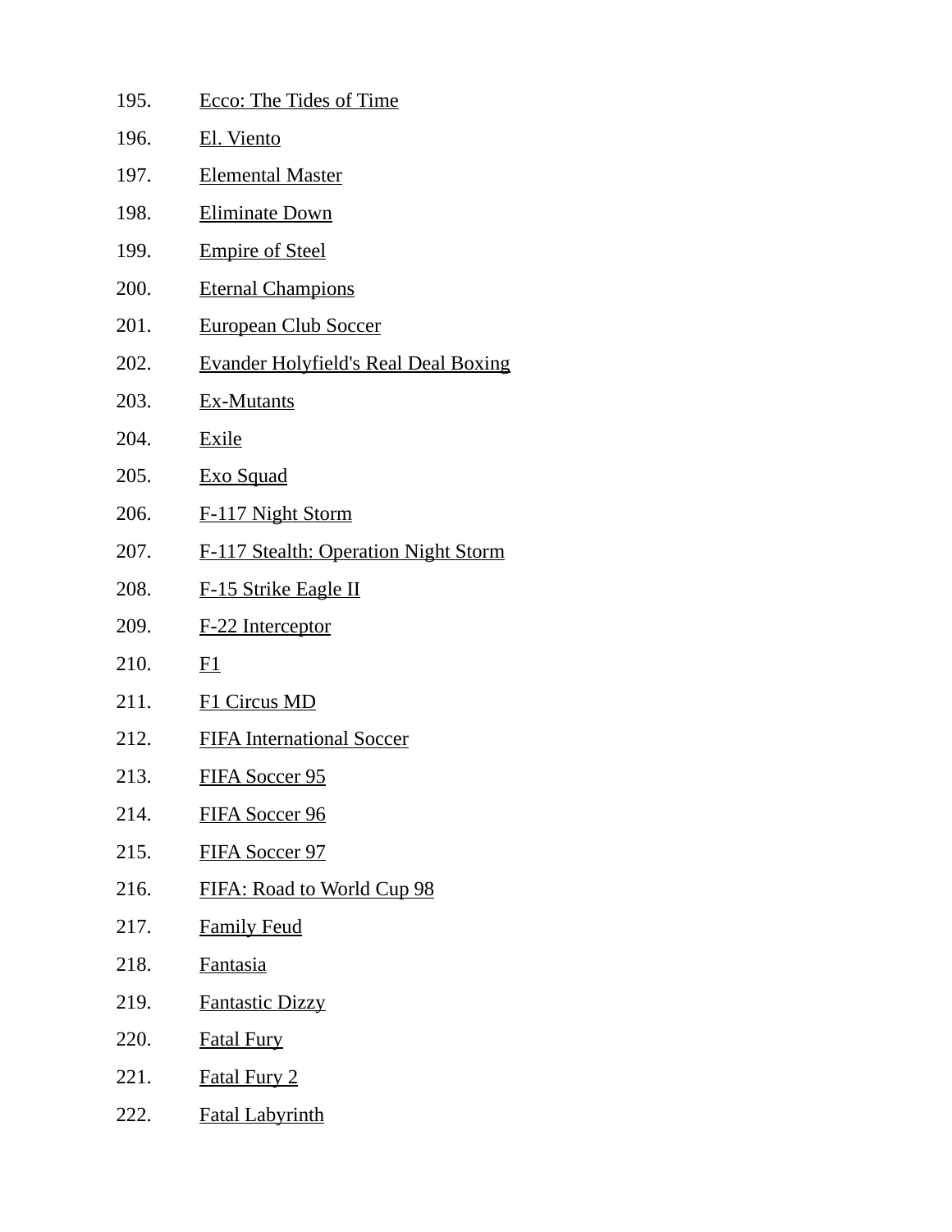195. Ecco: The Tides of Time
196. El. Viento
197. Elemental Master
198. Eliminate Down
199. Empire of Steel
200. Eternal Champions
201. European Club Soccer
202. Evander Holyfield's Real Deal Boxing
203. Ex-Mutants
204. Exile
205. Exo Squad
206. F-117 Night Storm
207. F-117 Stealth: Operation Night Storm
208. F-15 Strike Eagle II
209. F-22 Interceptor
210. F1
211. F1 Circus MD
212. FIFA International Soccer
213. FIFA Soccer 95
214. FIFA Soccer 96
215. FIFA Soccer 97
216. FIFA: Road to World Cup 98
217. Family Feud
218. Fantasia
219. Fantastic Dizzy
220. Fatal Fury
221. Fatal Fury 2
222. Fatal Labyrinth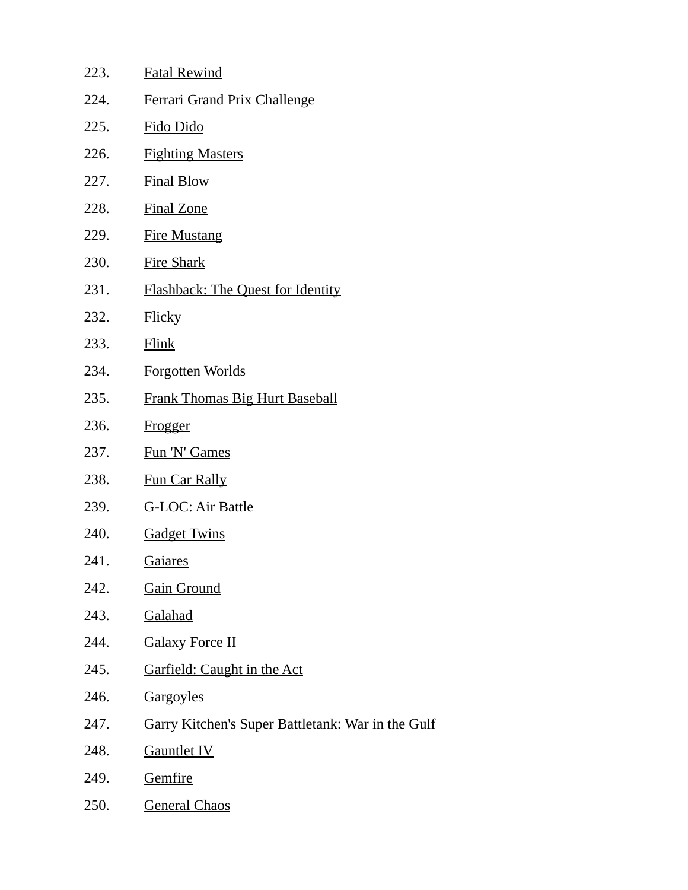223. Fatal Rewind
224. Ferrari Grand Prix Challenge
225. Fido Dido
226. Fighting Masters
227. Final Blow
228. Final Zone
229. Fire Mustang
230. Fire Shark
231. Flashback: The Quest for Identity
232. Flicky
233. Flink
234. Forgotten Worlds
235. Frank Thomas Big Hurt Baseball
236. Frogger
237. Fun 'N' Games
238. Fun Car Rally
239. G-LOC: Air Battle
240. Gadget Twins
241. Gaiares
242. Gain Ground
243. Galahad
244. Galaxy Force II
245. Garfield: Caught in the Act
246. Gargoyles
247. Garry Kitchen's Super Battletank: War in the Gulf
248. Gauntlet IV
249. Gemfire
250. General Chaos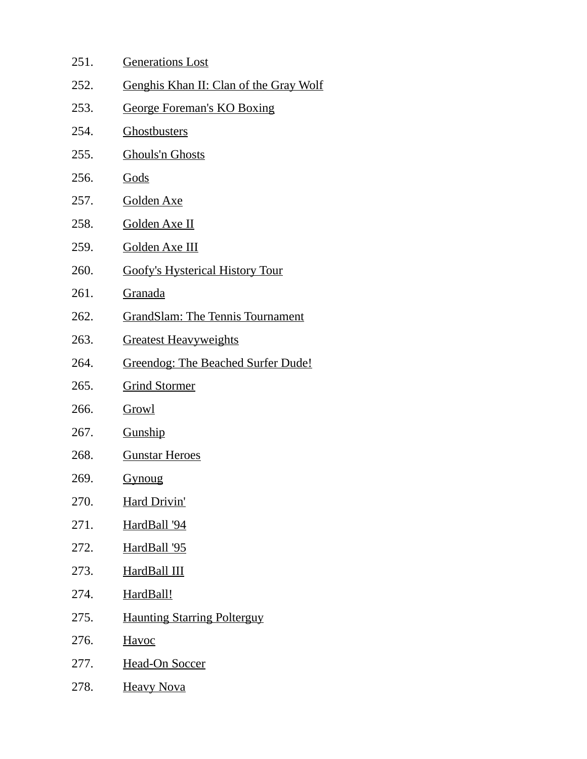251. Generations Lost
252. Genghis Khan II: Clan of the Gray Wolf
253. George Foreman's KO Boxing
254. Ghostbusters
255. Ghouls'n Ghosts
256. Gods
257. Golden Axe
258. Golden Axe II
259. Golden Axe III
260. Goofy's Hysterical History Tour
261. Granada
262. GrandSlam: The Tennis Tournament
263. Greatest Heavyweights
264. Greendog: The Beached Surfer Dude!
265. Grind Stormer
266. Growl
267. Gunship
268. Gunstar Heroes
269. Gynoug
270. Hard Drivin'
271. HardBall '94
272. HardBall '95
273. HardBall III
274. HardBall!
275. Haunting Starring Polterguy
276. Havoc
277. Head-On Soccer
278. Heavy Nova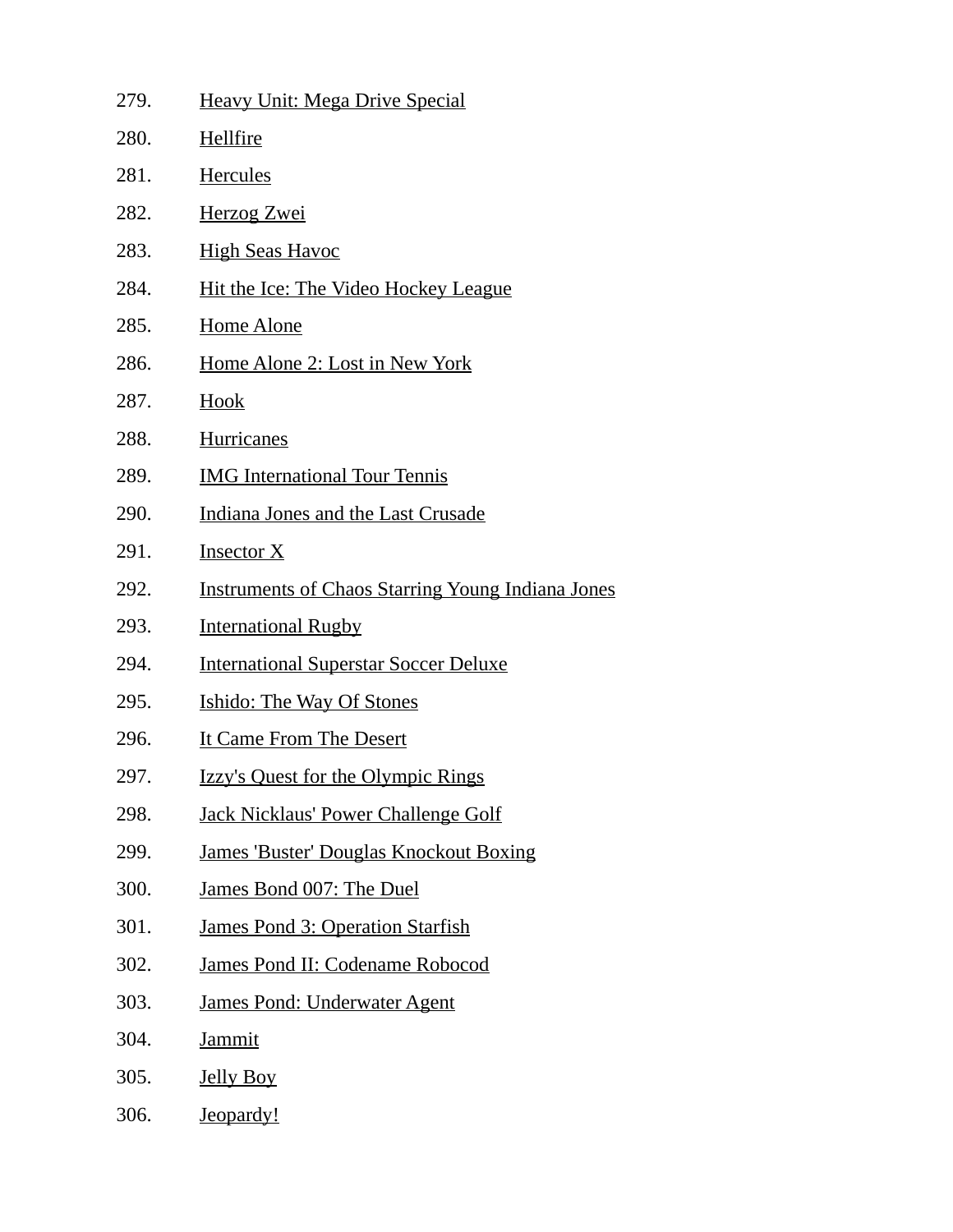279. Heavy Unit: Mega Drive Special
280. Hellfire
281. Hercules
282. Herzog Zwei
283. High Seas Havoc
284. Hit the Ice: The Video Hockey League
285. Home Alone
286. Home Alone 2: Lost in New York
287. Hook
288. Hurricanes
289. IMG International Tour Tennis
290. Indiana Jones and the Last Crusade
291. Insector X
292. Instruments of Chaos Starring Young Indiana Jones
293. International Rugby
294. International Superstar Soccer Deluxe
295. Ishido: The Way Of Stones
296. It Came From The Desert
297. Izzy's Quest for the Olympic Rings
298. Jack Nicklaus' Power Challenge Golf
299. James 'Buster' Douglas Knockout Boxing
300. James Bond 007: The Duel
301. James Pond 3: Operation Starfish
302. James Pond II: Codename Robocod
303. James Pond: Underwater Agent
304. Jammit
305. Jelly Boy
306. Jeopardy!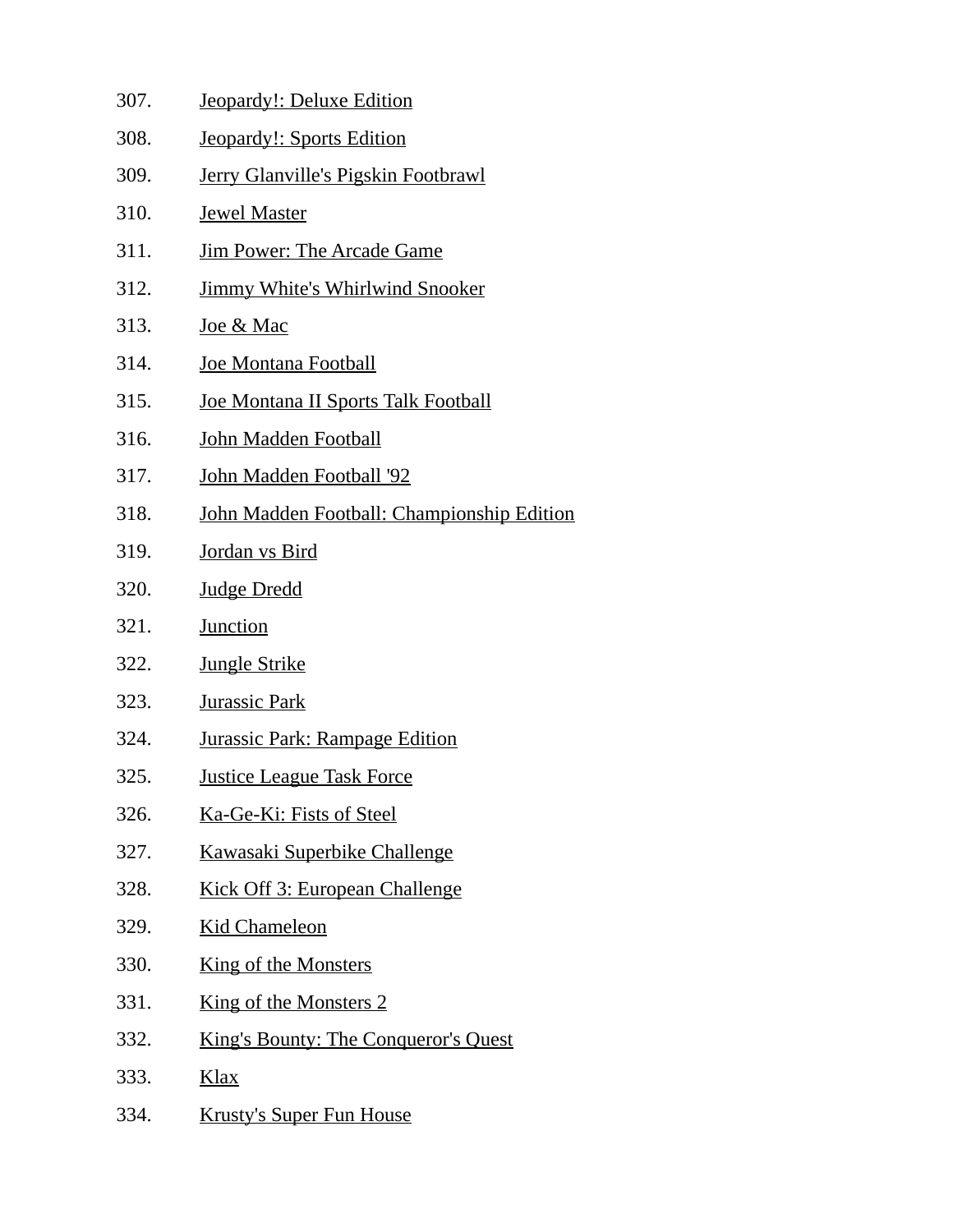307. Jeopardy!: Deluxe Edition
308. Jeopardy!: Sports Edition
309. Jerry Glanville's Pigskin Footbrawl
310. Jewel Master
311. Jim Power: The Arcade Game
312. Jimmy White's Whirlwind Snooker
313. Joe & Mac
314. Joe Montana Football
315. Joe Montana II Sports Talk Football
316. John Madden Football
317. John Madden Football '92
318. John Madden Football: Championship Edition
319. Jordan vs Bird
320. Judge Dredd
321. Junction
322. Jungle Strike
323. Jurassic Park
324. Jurassic Park: Rampage Edition
325. Justice League Task Force
326. Ka-Ge-Ki: Fists of Steel
327. Kawasaki Superbike Challenge
328. Kick Off 3: European Challenge
329. Kid Chameleon
330. King of the Monsters
331. King of the Monsters 2
332. King's Bounty: The Conqueror's Quest
333. Klax
334. Krusty's Super Fun House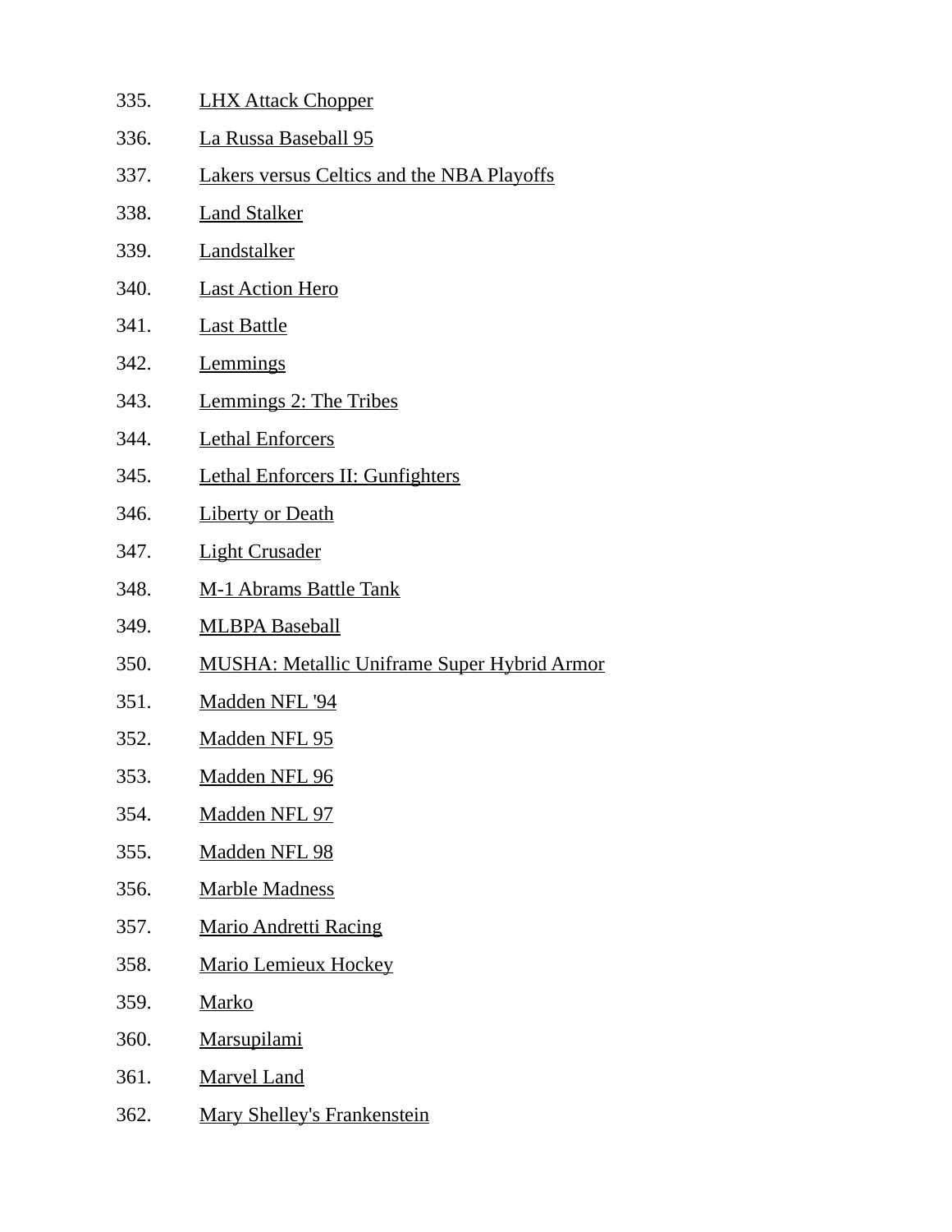335. LHX Attack Chopper
336. La Russa Baseball 95
337. Lakers versus Celtics and the NBA Playoffs
338. Land Stalker
339. Landstalker
340. Last Action Hero
341. Last Battle
342. Lemmings
343. Lemmings 2: The Tribes
344. Lethal Enforcers
345. Lethal Enforcers II: Gunfighters
346. Liberty or Death
347. Light Crusader
348. M-1 Abrams Battle Tank
349. MLBPA Baseball
350. MUSHA: Metallic Uniframe Super Hybrid Armor
351. Madden NFL '94
352. Madden NFL 95
353. Madden NFL 96
354. Madden NFL 97
355. Madden NFL 98
356. Marble Madness
357. Mario Andretti Racing
358. Mario Lemieux Hockey
359. Marko
360. Marsupilami
361. Marvel Land
362. Mary Shelley's Frankenstein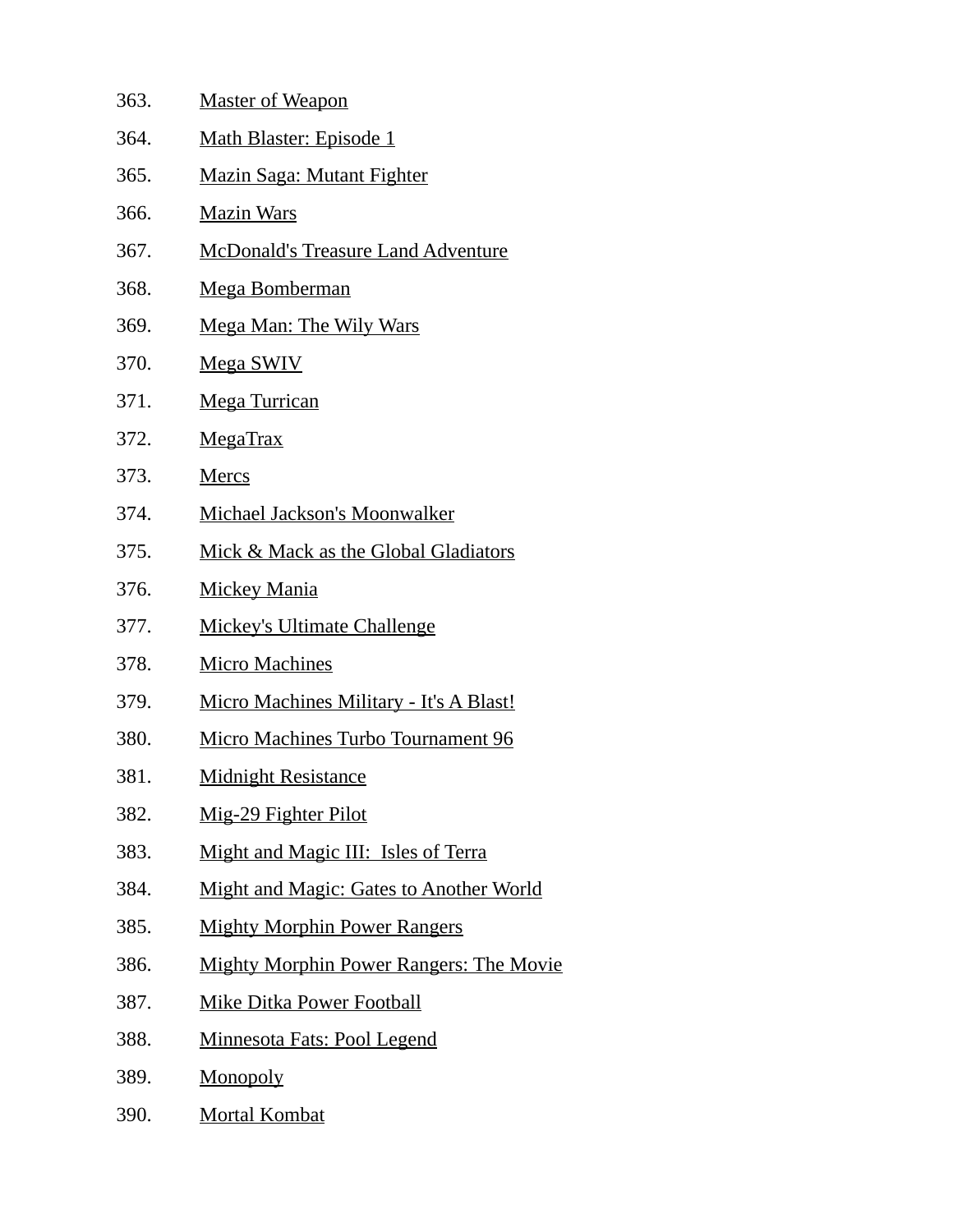363. Master of Weapon
364. Math Blaster: Episode 1
365. Mazin Saga: Mutant Fighter
366. Mazin Wars
367. McDonald's Treasure Land Adventure
368. Mega Bomberman
369. Mega Man: The Wily Wars
370. Mega SWIV
371. Mega Turrican
372. MegaTrax
373. Mercs
374. Michael Jackson's Moonwalker
375. Mick & Mack as the Global Gladiators
376. Mickey Mania
377. Mickey's Ultimate Challenge
378. Micro Machines
379. Micro Machines Military - It's A Blast!
380. Micro Machines Turbo Tournament 96
381. Midnight Resistance
382. Mig-29 Fighter Pilot
383. Might and Magic III:  Isles of Terra
384. Might and Magic: Gates to Another World
385. Mighty Morphin Power Rangers
386. Mighty Morphin Power Rangers: The Movie
387. Mike Ditka Power Football
388. Minnesota Fats: Pool Legend
389. Monopoly
390. Mortal Kombat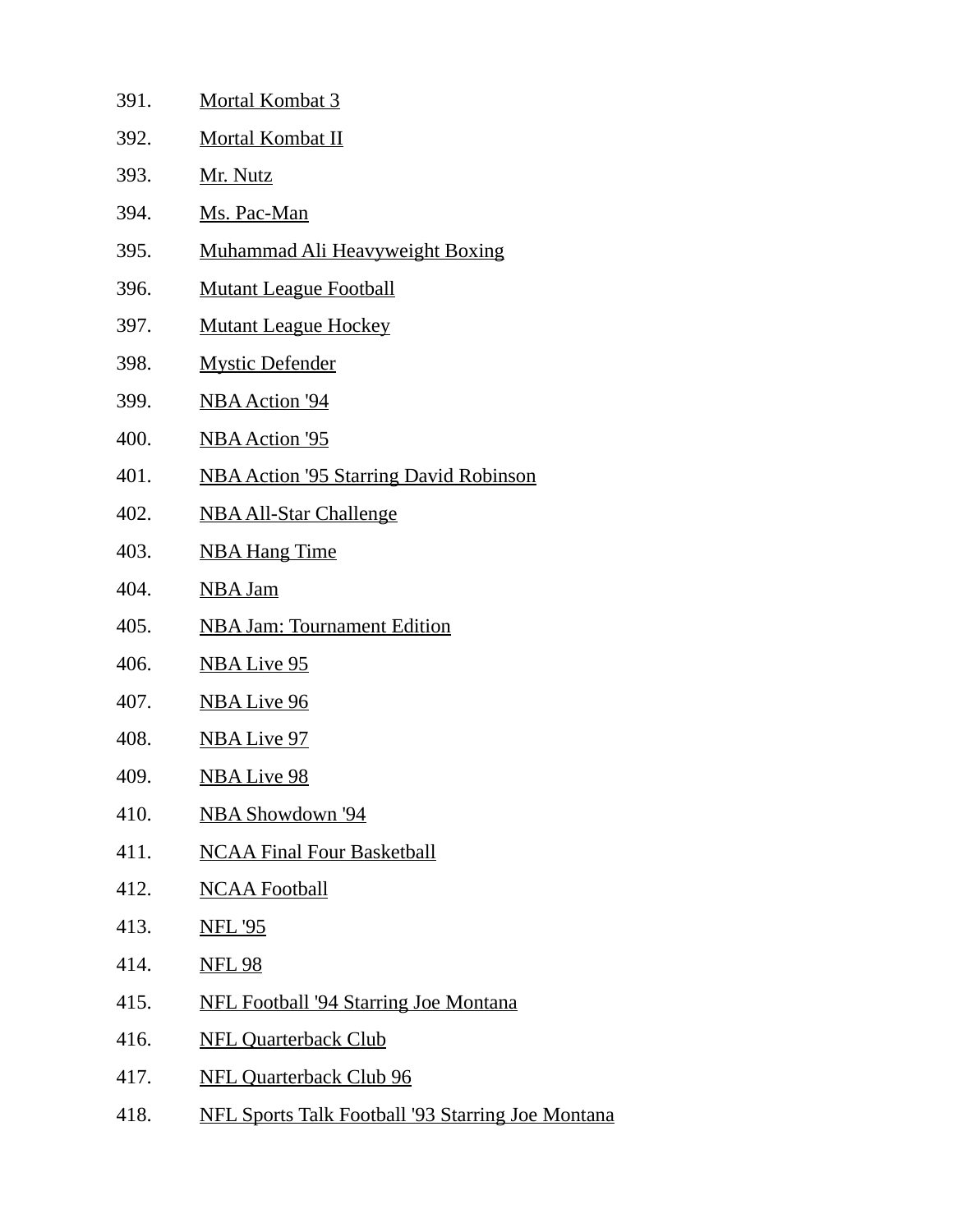391. Mortal Kombat 3
392. Mortal Kombat II
393. Mr. Nutz
394. Ms. Pac-Man
395. Muhammad Ali Heavyweight Boxing
396. Mutant League Football
397. Mutant League Hockey
398. Mystic Defender
399. NBA Action '94
400. NBA Action '95
401. NBA Action '95 Starring David Robinson
402. NBA All-Star Challenge
403. NBA Hang Time
404. NBA Jam
405. NBA Jam: Tournament Edition
406. NBA Live 95
407. NBA Live 96
408. NBA Live 97
409. NBA Live 98
410. NBA Showdown '94
411. NCAA Final Four Basketball
412. NCAA Football
413. NFL '95
414. NFL 98
415. NFL Football '94 Starring Joe Montana
416. NFL Quarterback Club
417. NFL Quarterback Club 96
418. NFL Sports Talk Football '93 Starring Joe Montana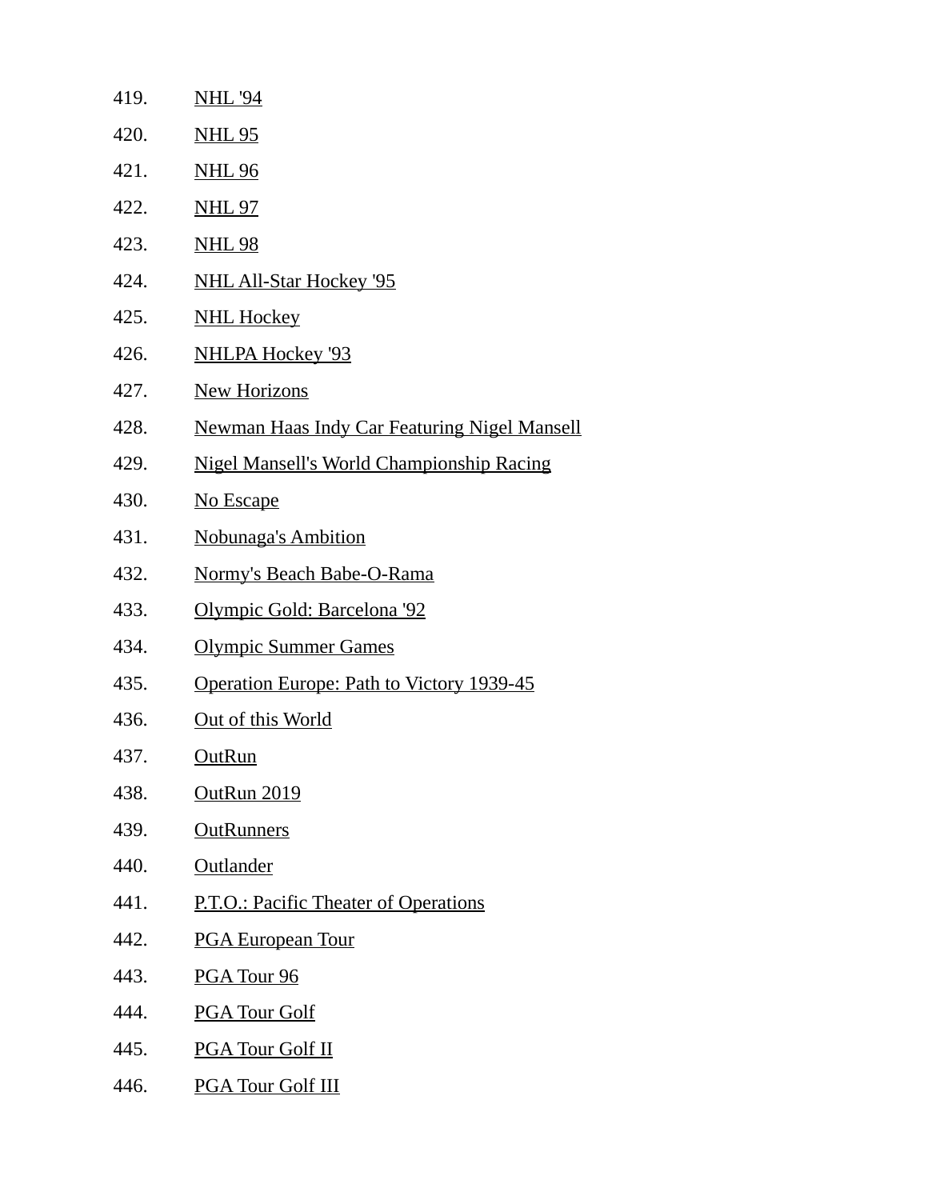419. NHL '94
420. NHL 95
421. NHL 96
422. NHL 97
423. NHL 98
424. NHL All-Star Hockey '95
425. NHL Hockey
426. NHLPA Hockey '93
427. New Horizons
428. Newman Haas Indy Car Featuring Nigel Mansell
429. Nigel Mansell's World Championship Racing
430. No Escape
431. Nobunaga's Ambition
432. Normy's Beach Babe-O-Rama
433. Olympic Gold: Barcelona '92
434. Olympic Summer Games
435. Operation Europe: Path to Victory 1939-45
436. Out of this World
437. OutRun
438. OutRun 2019
439. OutRunners
440. Outlander
441. P.T.O.: Pacific Theater of Operations
442. PGA European Tour
443. PGA Tour 96
444. PGA Tour Golf
445. PGA Tour Golf II
446. PGA Tour Golf III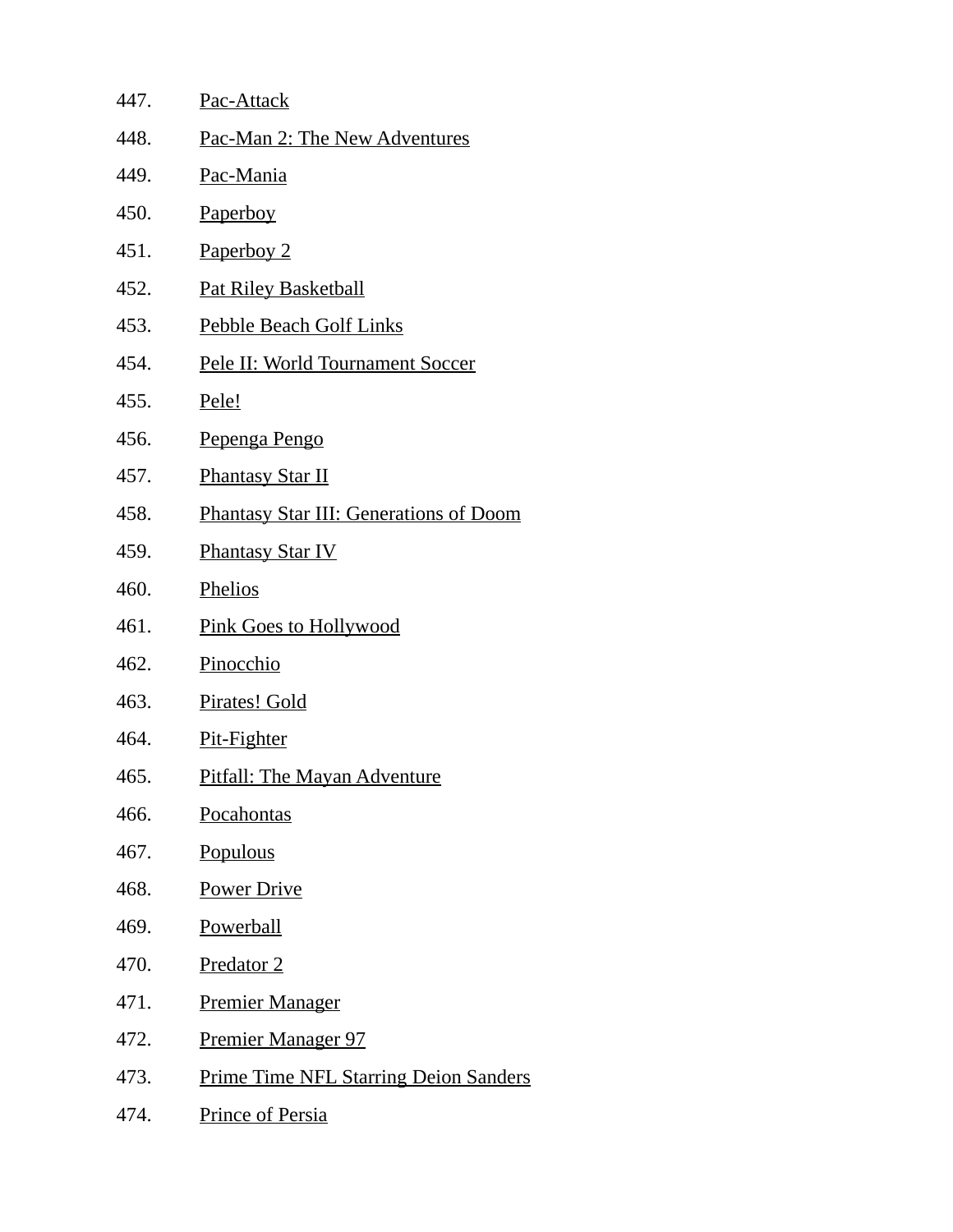447. Pac-Attack
448. Pac-Man 2: The New Adventures
449. Pac-Mania
450. Paperboy
451. Paperboy 2
452. Pat Riley Basketball
453. Pebble Beach Golf Links
454. Pele II: World Tournament Soccer
455. Pele!
456. Pepenga Pengo
457. Phantasy Star II
458. Phantasy Star III: Generations of Doom
459. Phantasy Star IV
460. Phelios
461. Pink Goes to Hollywood
462. Pinocchio
463. Pirates! Gold
464. Pit-Fighter
465. Pitfall: The Mayan Adventure
466. Pocahontas
467. Populous
468. Power Drive
469. Powerball
470. Predator 2
471. Premier Manager
472. Premier Manager 97
473. Prime Time NFL Starring Deion Sanders
474. Prince of Persia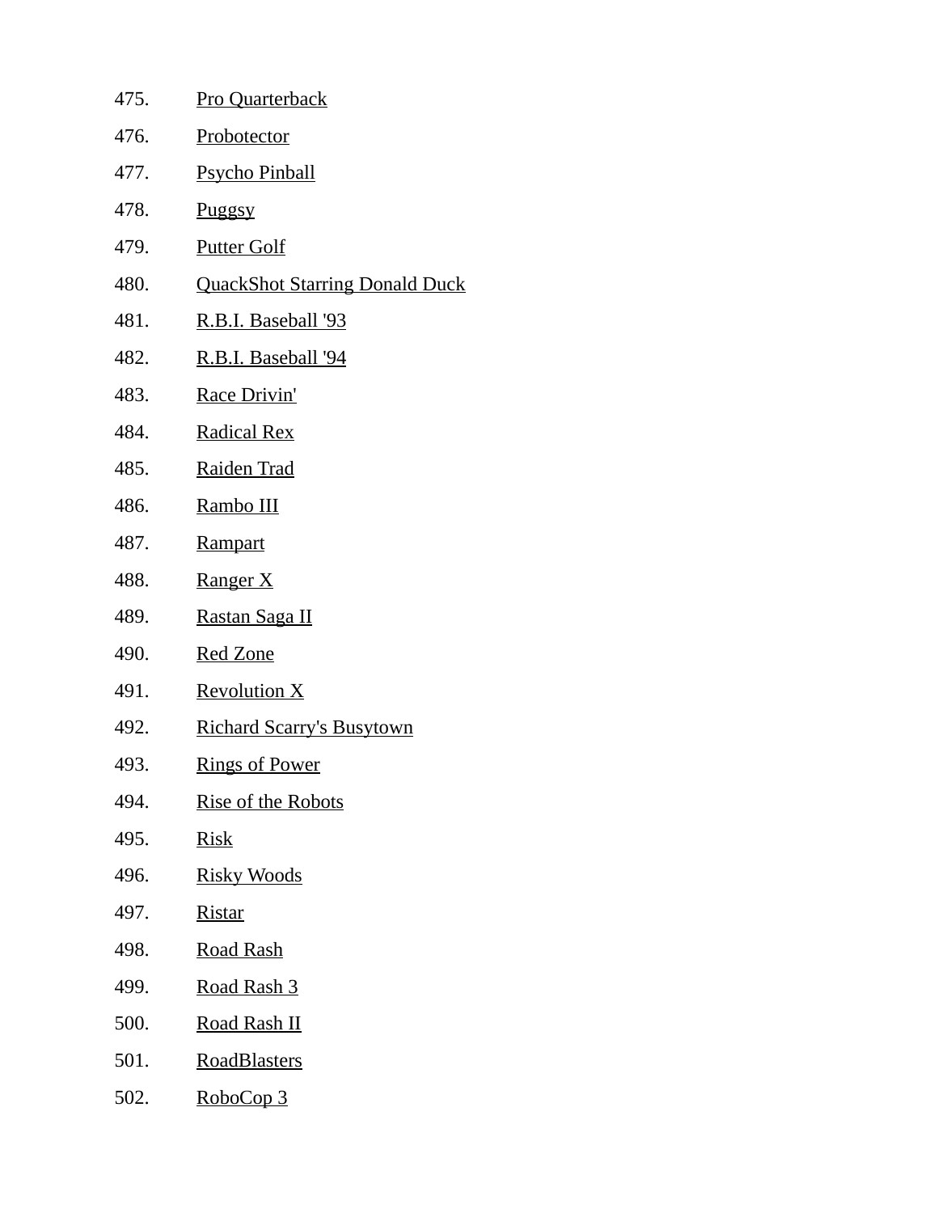475. Pro Quarterback
476. Probotector
477. Psycho Pinball
478. Puggsy
479. Putter Golf
480. QuackShot Starring Donald Duck
481. R.B.I. Baseball '93
482. R.B.I. Baseball '94
483. Race Drivin'
484. Radical Rex
485. Raiden Trad
486. Rambo III
487. Rampart
488. Ranger X
489. Rastan Saga II
490. Red Zone
491. Revolution X
492. Richard Scarry's Busytown
493. Rings of Power
494. Rise of the Robots
495. Risk
496. Risky Woods
497. Ristar
498. Road Rash
499. Road Rash 3
500. Road Rash II
501. RoadBlasters
502. RoboCop 3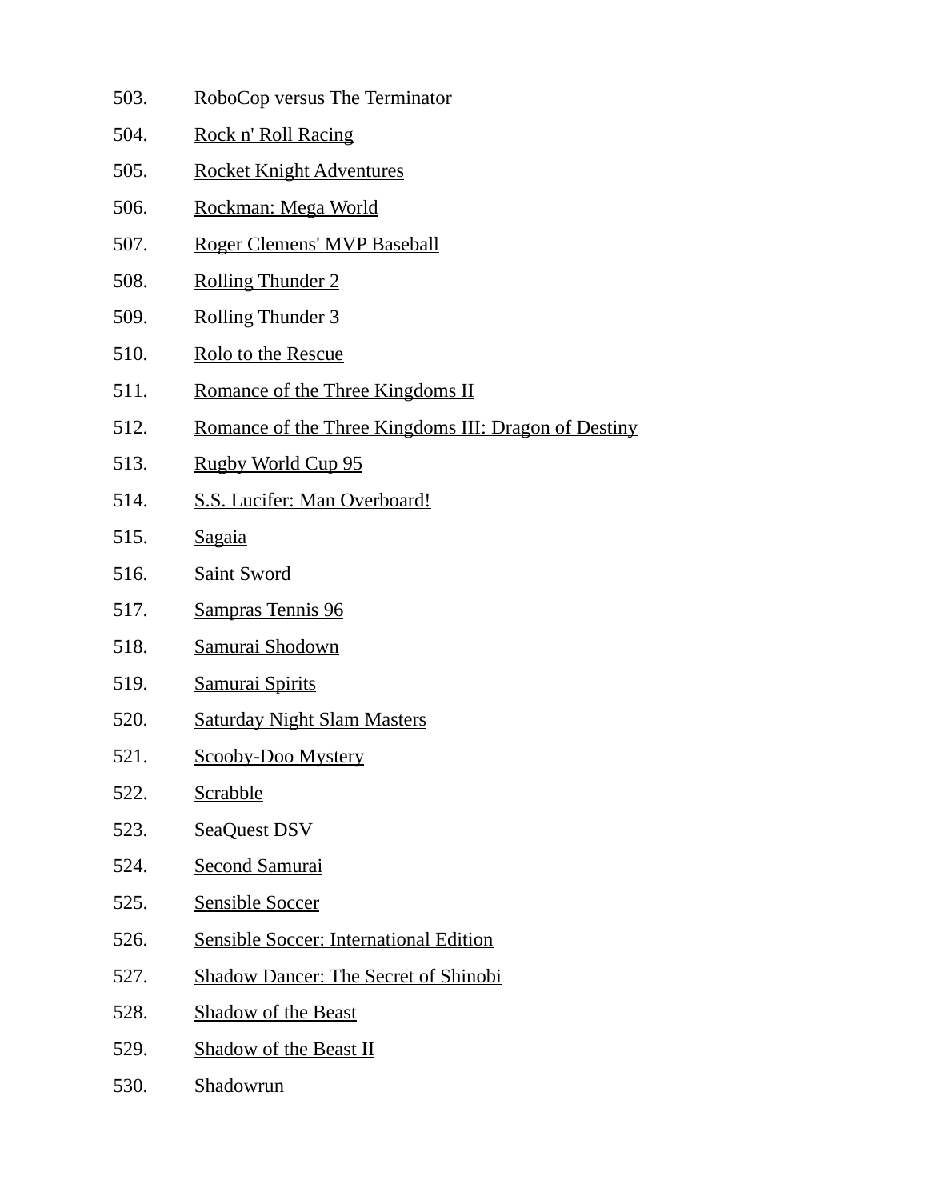503. RoboCop versus The Terminator
504. Rock n' Roll Racing
505. Rocket Knight Adventures
506. Rockman: Mega World
507. Roger Clemens' MVP Baseball
508. Rolling Thunder 2
509. Rolling Thunder 3
510. Rolo to the Rescue
511. Romance of the Three Kingdoms II
512. Romance of the Three Kingdoms III: Dragon of Destiny
513. Rugby World Cup 95
514. S.S. Lucifer: Man Overboard!
515. Sagaia
516. Saint Sword
517. Sampras Tennis 96
518. Samurai Shodown
519. Samurai Spirits
520. Saturday Night Slam Masters
521. Scooby-Doo Mystery
522. Scrabble
523. SeaQuest DSV
524. Second Samurai
525. Sensible Soccer
526. Sensible Soccer: International Edition
527. Shadow Dancer: The Secret of Shinobi
528. Shadow of the Beast
529. Shadow of the Beast II
530. Shadowrun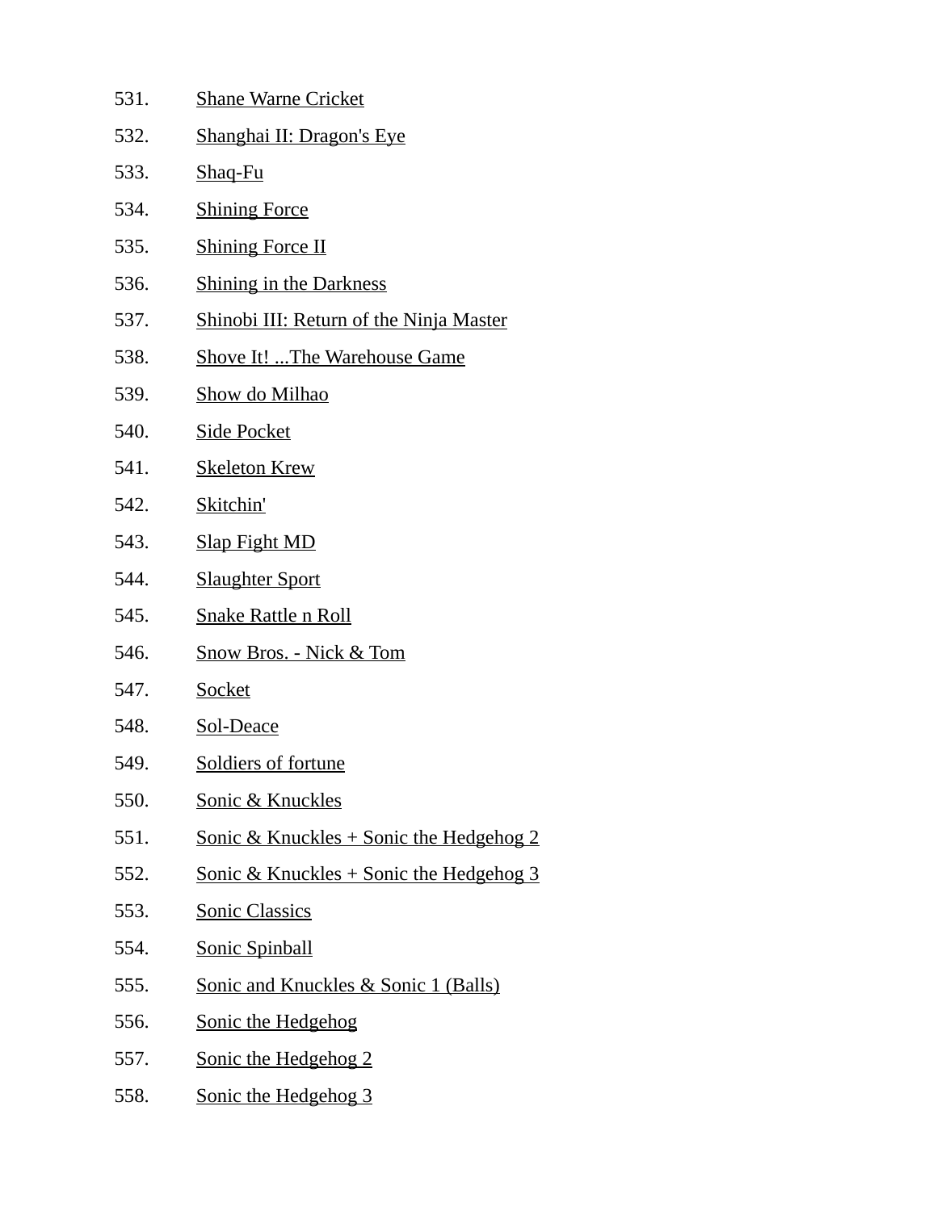531. Shane Warne Cricket
532. Shanghai II: Dragon's Eye
533. Shaq-Fu
534. Shining Force
535. Shining Force II
536. Shining in the Darkness
537. Shinobi III: Return of the Ninja Master
538. Shove It! ...The Warehouse Game
539. Show do Milhao
540. Side Pocket
541. Skeleton Krew
542. Skitchin'
543. Slap Fight MD
544. Slaughter Sport
545. Snake Rattle n Roll
546. Snow Bros. - Nick & Tom
547. Socket
548. Sol-Deace
549. Soldiers of fortune
550. Sonic & Knuckles
551. Sonic & Knuckles + Sonic the Hedgehog 2
552. Sonic & Knuckles + Sonic the Hedgehog 3
553. Sonic Classics
554. Sonic Spinball
555. Sonic and Knuckles & Sonic 1 (Balls)
556. Sonic the Hedgehog
557. Sonic the Hedgehog 2
558. Sonic the Hedgehog 3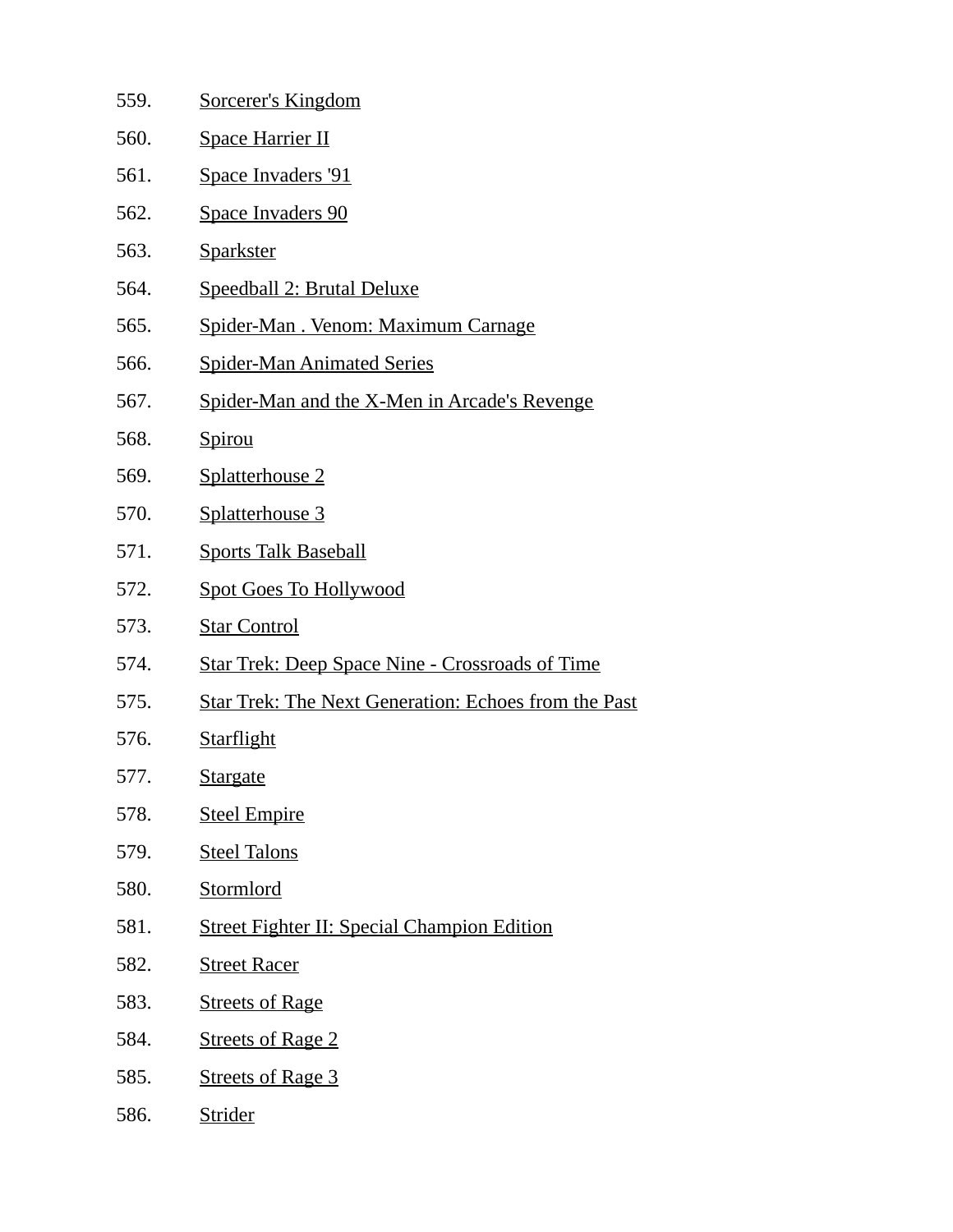559. Sorcerer's Kingdom
560. Space Harrier II
561. Space Invaders '91
562. Space Invaders 90
563. Sparkster
564. Speedball 2: Brutal Deluxe
565. Spider-Man . Venom: Maximum Carnage
566. Spider-Man Animated Series
567. Spider-Man and the X-Men in Arcade's Revenge
568. Spirou
569. Splatterhouse 2
570. Splatterhouse 3
571. Sports Talk Baseball
572. Spot Goes To Hollywood
573. Star Control
574. Star Trek: Deep Space Nine - Crossroads of Time
575. Star Trek: The Next Generation: Echoes from the Past
576. Starflight
577. Stargate
578. Steel Empire
579. Steel Talons
580. Stormlord
581. Street Fighter II: Special Champion Edition
582. Street Racer
583. Streets of Rage
584. Streets of Rage 2
585. Streets of Rage 3
586. Strider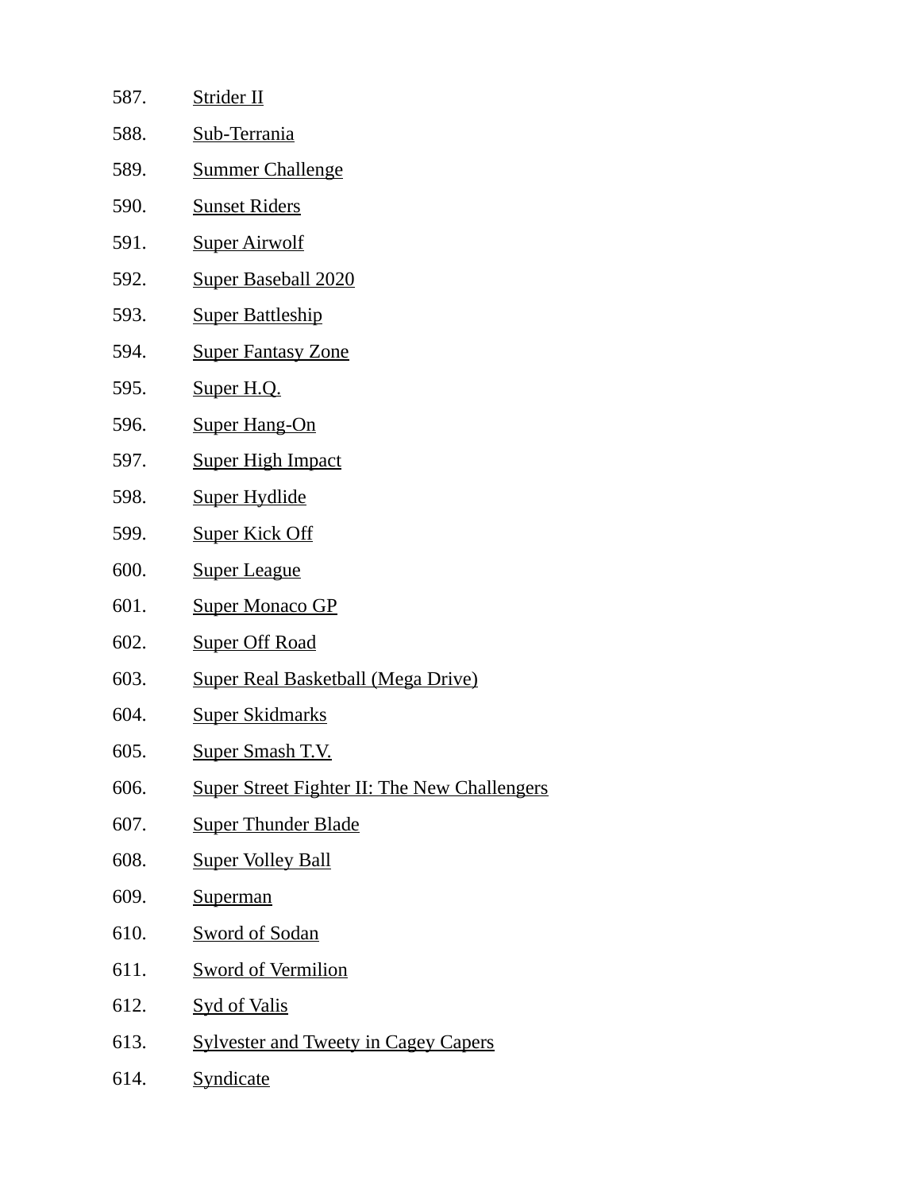587. Strider II
588. Sub-Terrania
589. Summer Challenge
590. Sunset Riders
591. Super Airwolf
592. Super Baseball 2020
593. Super Battleship
594. Super Fantasy Zone
595. Super H.Q.
596. Super Hang-On
597. Super High Impact
598. Super Hydlide
599. Super Kick Off
600. Super League
601. Super Monaco GP
602. Super Off Road
603. Super Real Basketball (Mega Drive)
604. Super Skidmarks
605. Super Smash T.V.
606. Super Street Fighter II: The New Challengers
607. Super Thunder Blade
608. Super Volley Ball
609. Superman
610. Sword of Sodan
611. Sword of Vermilion
612. Syd of Valis
613. Sylvester and Tweety in Cagey Capers
614. Syndicate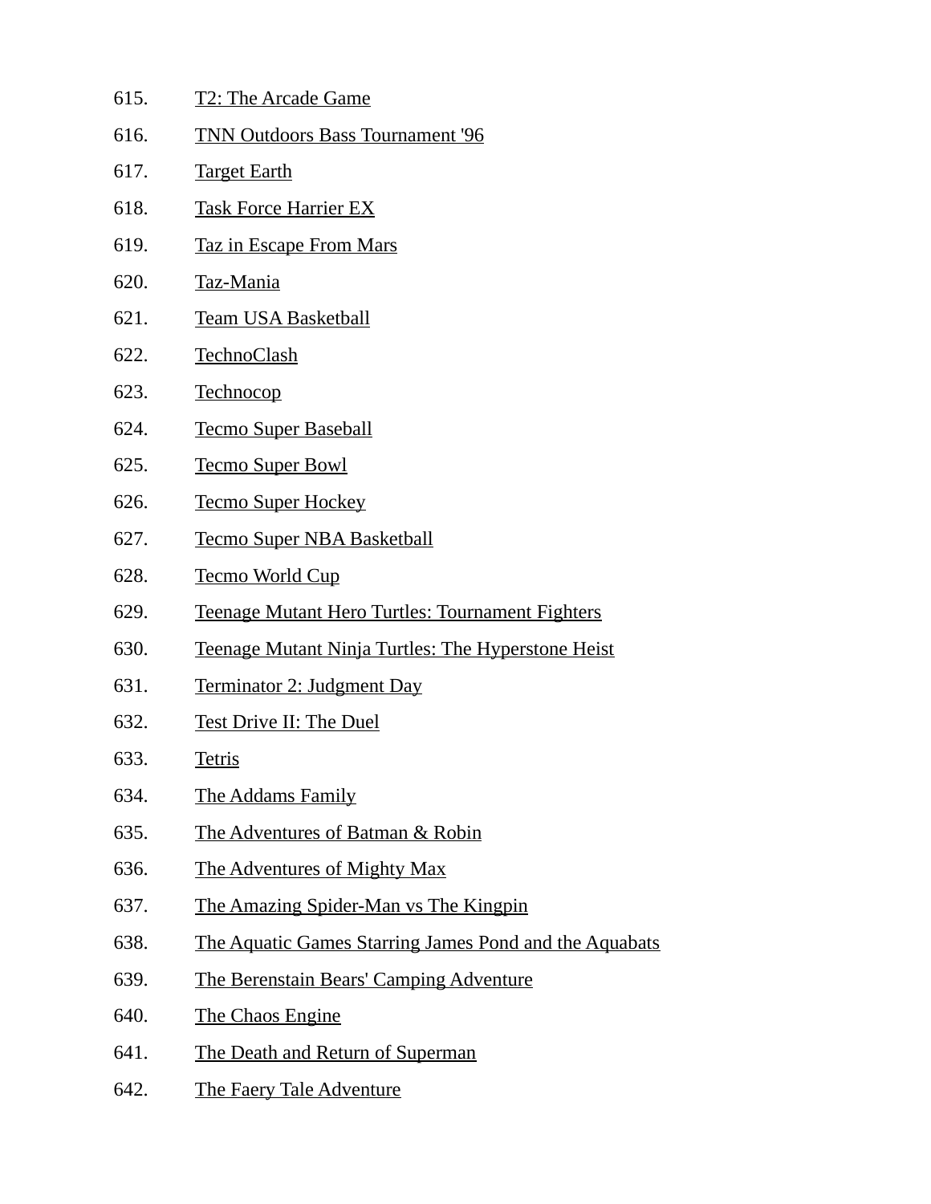615. T2: The Arcade Game
616. TNN Outdoors Bass Tournament '96
617. Target Earth
618. Task Force Harrier EX
619. Taz in Escape From Mars
620. Taz-Mania
621. Team USA Basketball
622. TechnoClash
623. Technocop
624. Tecmo Super Baseball
625. Tecmo Super Bowl
626. Tecmo Super Hockey
627. Tecmo Super NBA Basketball
628. Tecmo World Cup
629. Teenage Mutant Hero Turtles: Tournament Fighters
630. Teenage Mutant Ninja Turtles: The Hyperstone Heist
631. Terminator 2: Judgment Day
632. Test Drive II: The Duel
633. Tetris
634. The Addams Family
635. The Adventures of Batman & Robin
636. The Adventures of Mighty Max
637. The Amazing Spider-Man vs The Kingpin
638. The Aquatic Games Starring James Pond and the Aquabats
639. The Berenstain Bears' Camping Adventure
640. The Chaos Engine
641. The Death and Return of Superman
642. The Faery Tale Adventure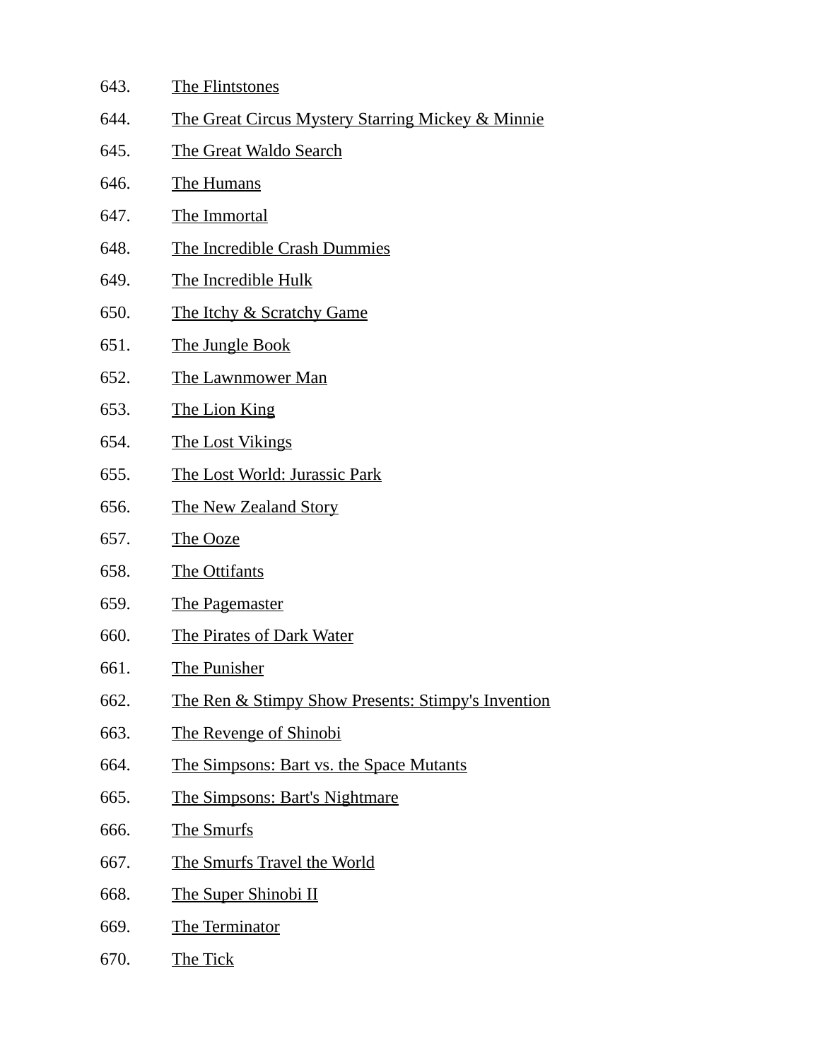643. The Flintstones
644. The Great Circus Mystery Starring Mickey & Minnie
645. The Great Waldo Search
646. The Humans
647. The Immortal
648. The Incredible Crash Dummies
649. The Incredible Hulk
650. The Itchy & Scratchy Game
651. The Jungle Book
652. The Lawnmower Man
653. The Lion King
654. The Lost Vikings
655. The Lost World: Jurassic Park
656. The New Zealand Story
657. The Ooze
658. The Ottifants
659. The Pagemaster
660. The Pirates of Dark Water
661. The Punisher
662. The Ren & Stimpy Show Presents: Stimpy's Invention
663. The Revenge of Shinobi
664. The Simpsons: Bart vs. the Space Mutants
665. The Simpsons: Bart's Nightmare
666. The Smurfs
667. The Smurfs Travel the World
668. The Super Shinobi II
669. The Terminator
670. The Tick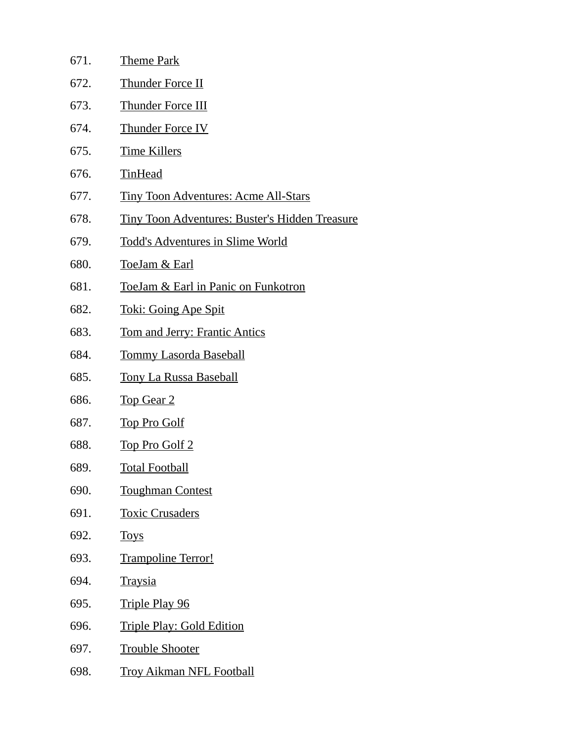671. Theme Park
672. Thunder Force II
673. Thunder Force III
674. Thunder Force IV
675. Time Killers
676. TinHead
677. Tiny Toon Adventures: Acme All-Stars
678. Tiny Toon Adventures: Buster's Hidden Treasure
679. Todd's Adventures in Slime World
680. ToeJam & Earl
681. ToeJam & Earl in Panic on Funkotron
682. Toki: Going Ape Spit
683. Tom and Jerry: Frantic Antics
684. Tommy Lasorda Baseball
685. Tony La Russa Baseball
686. Top Gear 2
687. Top Pro Golf
688. Top Pro Golf 2
689. Total Football
690. Toughman Contest
691. Toxic Crusaders
692. Toys
693. Trampoline Terror!
694. Traysia
695. Triple Play 96
696. Triple Play: Gold Edition
697. Trouble Shooter
698. Troy Aikman NFL Football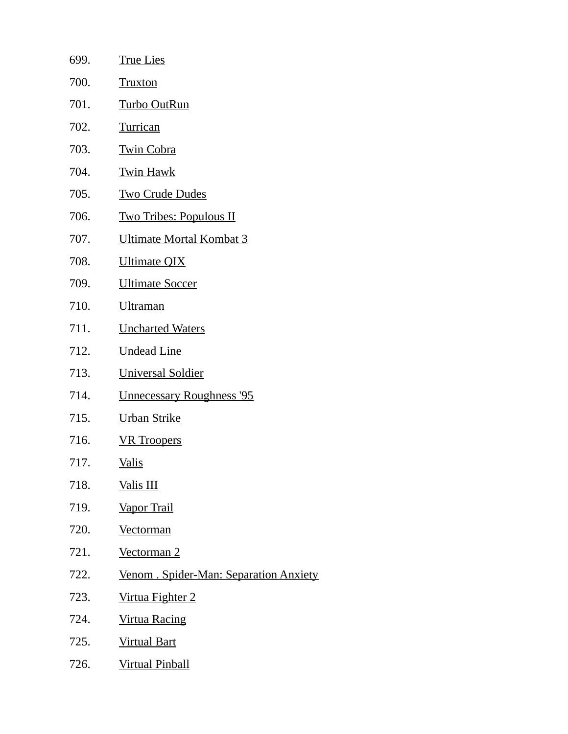699. True Lies
700. Truxton
701. Turbo OutRun
702. Turrican
703. Twin Cobra
704. Twin Hawk
705. Two Crude Dudes
706. Two Tribes: Populous II
707. Ultimate Mortal Kombat 3
708. Ultimate QIX
709. Ultimate Soccer
710. Ultraman
711. Uncharted Waters
712. Undead Line
713. Universal Soldier
714. Unnecessary Roughness '95
715. Urban Strike
716. VR Troopers
717. Valis
718. Valis III
719. Vapor Trail
720. Vectorman
721. Vectorman 2
722. Venom . Spider-Man: Separation Anxiety
723. Virtua Fighter 2
724. Virtua Racing
725. Virtual Bart
726. Virtual Pinball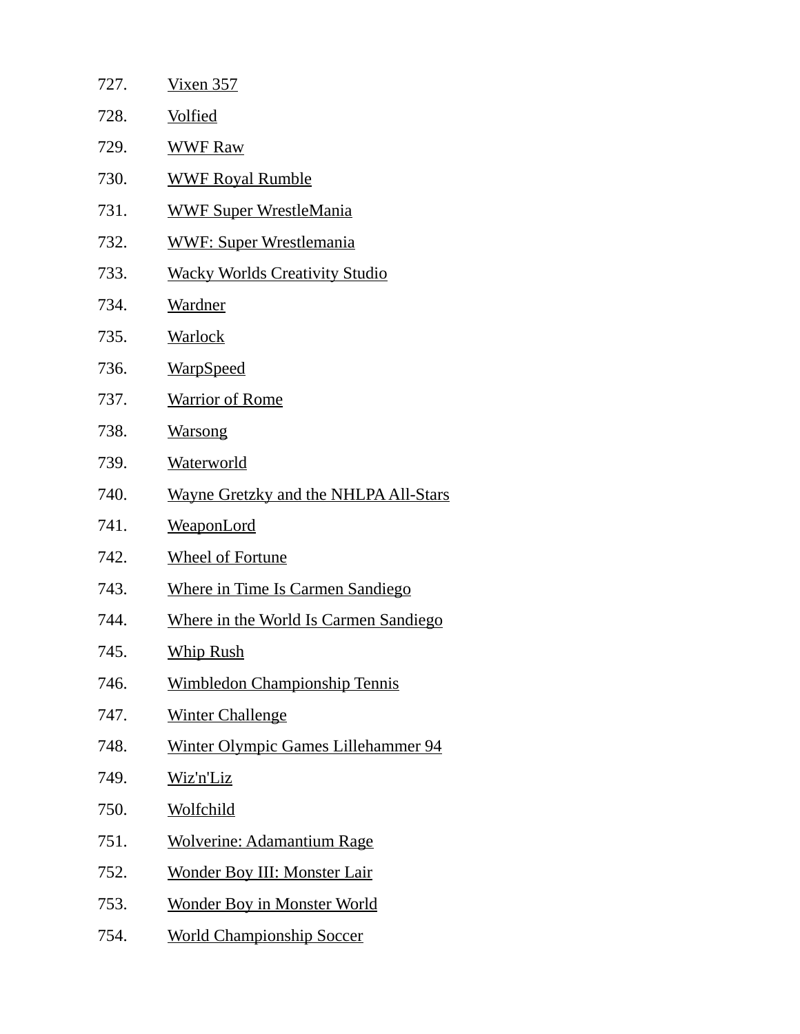727. Vixen 357
728. Volfied
729. WWF Raw
730. WWF Royal Rumble
731. WWF Super WrestleMania
732. WWF: Super Wrestlemania
733. Wacky Worlds Creativity Studio
734. Wardner
735. Warlock
736. WarpSpeed
737. Warrior of Rome
738. Warsong
739. Waterworld
740. Wayne Gretzky and the NHLPA All-Stars
741. WeaponLord
742. Wheel of Fortune
743. Where in Time Is Carmen Sandiego
744. Where in the World Is Carmen Sandiego
745. Whip Rush
746. Wimbledon Championship Tennis
747. Winter Challenge
748. Winter Olympic Games Lillehammer 94
749. Wiz'n'Liz
750. Wolfchild
751. Wolverine: Adamantium Rage
752. Wonder Boy III: Monster Lair
753. Wonder Boy in Monster World
754. World Championship Soccer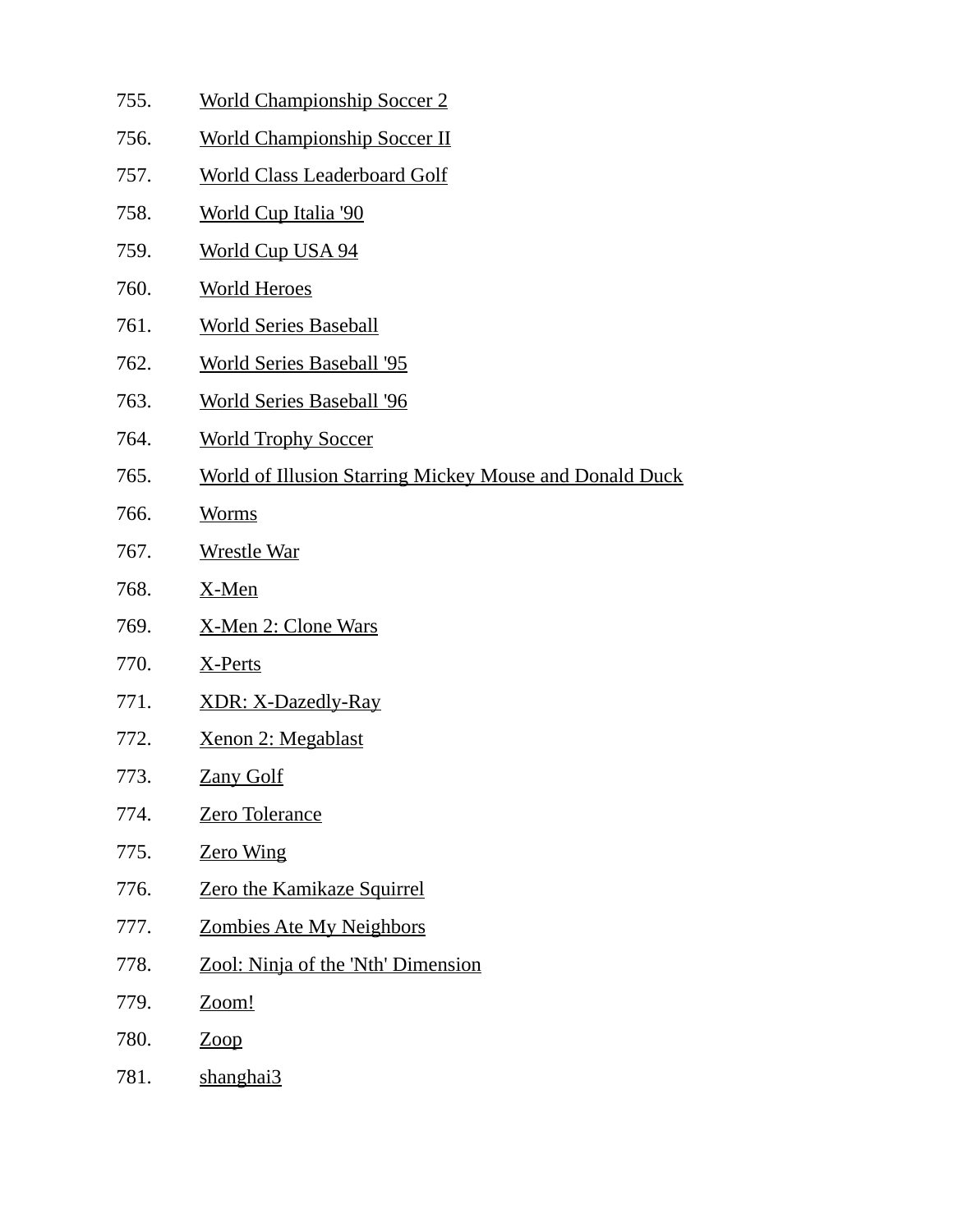755. World Championship Soccer 2
756. World Championship Soccer II
757. World Class Leaderboard Golf
758. World Cup Italia '90
759. World Cup USA 94
760. World Heroes
761. World Series Baseball
762. World Series Baseball '95
763. World Series Baseball '96
764. World Trophy Soccer
765. World of Illusion Starring Mickey Mouse and Donald Duck
766. Worms
767. Wrestle War
768. X-Men
769. X-Men 2: Clone Wars
770. X-Perts
771. XDR: X-Dazedly-Ray
772. Xenon 2: Megablast
773. Zany Golf
774. Zero Tolerance
775. Zero Wing
776. Zero the Kamikaze Squirrel
777. Zombies Ate My Neighbors
778. Zool: Ninja of the 'Nth' Dimension
779. Zoom!
780. Zoop
781. shanghai3